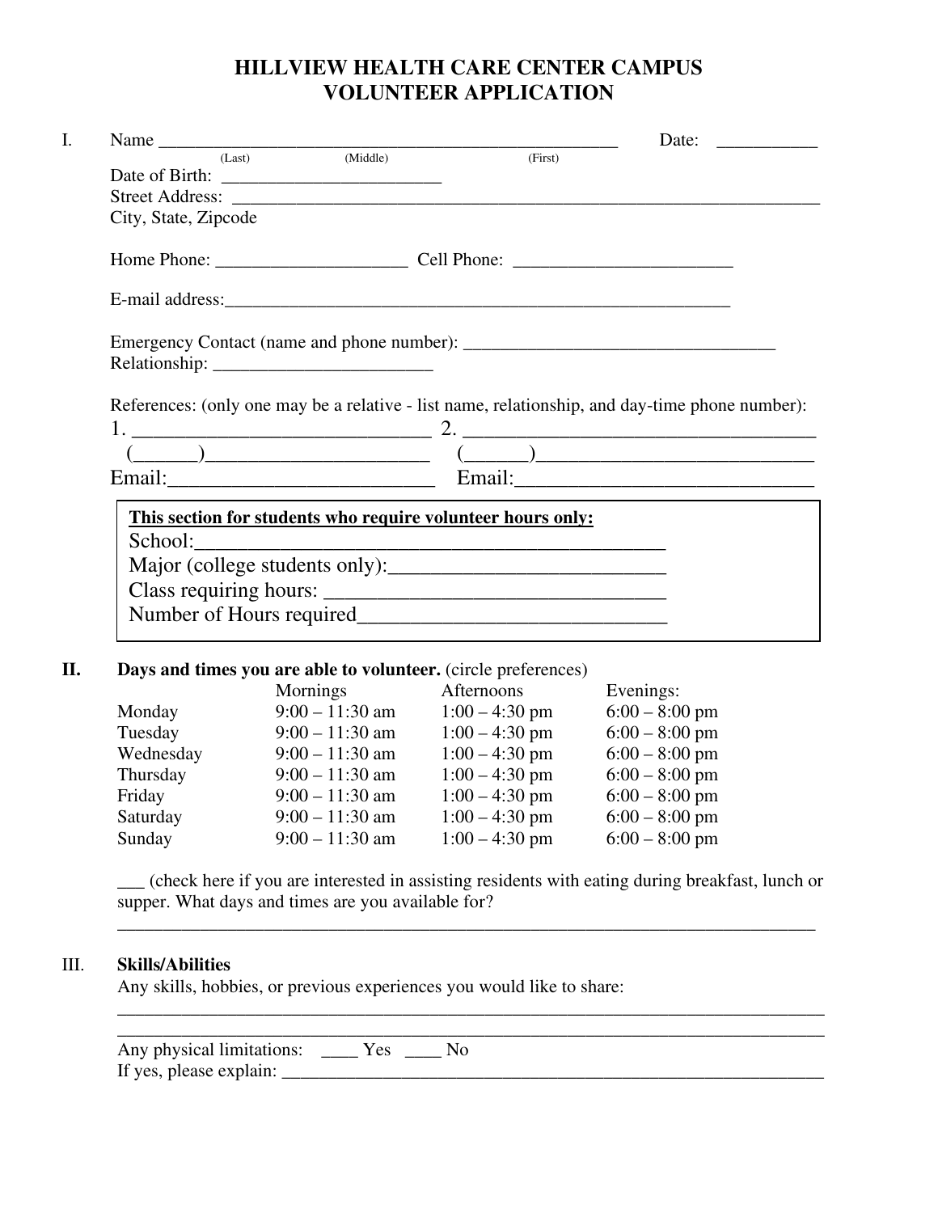# HILLVIEW HEALTH CARE CENTER CAMPUS
# VOLUNTEER APPLICATION

I. Name ___________________________________________________ Date: ___________

(Last) (Middle) (First)

Date of Birth: ________________________

Street Address: ____________________________________________________________________

City, State, Zipcode

Home Phone: _____________________ Cell Phone: ________________________

E-mail address:__________________________________________________________

Emergency Contact (name and phone number): __________________________________

Relationship: ________________________

References: (only one may be a relative - list name, relationship, and day-time phone number):

1. _____________________________ 2. ___________________________________

(______)______________________ (______)___________________________

Email:_________________________ Email:____________________________

**<u>This section for students who require volunteer hours only:</u>**

School:____________________________________________

Major (college students only):__________________________

Class requiring hours: _______________________________

Number of Hours required____________________________

## II. Days and times you are able to volunteer. (circle preferences)

| | Mornings | Afternoons | Evenings: |
|---|---|---|---|
| Monday | 9:00 – 11:30 am | 1:00 – 4:30 pm | 6:00 – 8:00 pm |
| Tuesday | 9:00 – 11:30 am | 1:00 – 4:30 pm | 6:00 – 8:00 pm |
| Wednesday | 9:00 – 11:30 am | 1:00 – 4:30 pm | 6:00 – 8:00 pm |
| Thursday | 9:00 – 11:30 am | 1:00 – 4:30 pm | 6:00 – 8:00 pm |
| Friday | 9:00 – 11:30 am | 1:00 – 4:30 pm | 6:00 – 8:00 pm |
| Saturday | 9:00 – 11:30 am | 1:00 – 4:30 pm | 6:00 – 8:00 pm |
| Sunday | 9:00 – 11:30 am | 1:00 – 4:30 pm | 6:00 – 8:00 pm |

___ (check here if you are interested in assisting residents with eating during breakfast, lunch or supper. What days and times are you available for?

_______________________________________________________________________________

## III. Skills/Abilities

Any skills, hobbies, or previous experiences you would like to share:

_______________________________________________________________________________

_______________________________________________________________________________

Any physical limitations: ____ Yes ____ No

If yes, please explain: _______________________________________________________________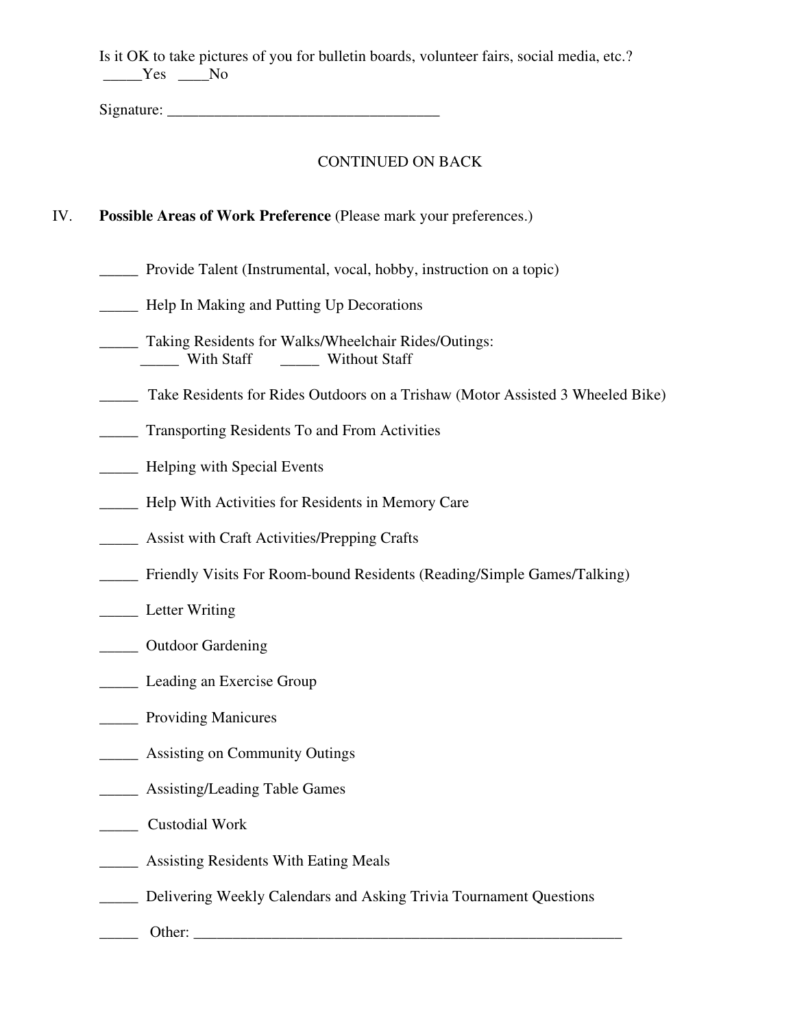Is it OK to take pictures of you for bulletin boards, volunteer fairs, social media, etc.?
_____Yes ____No

Signature: ___________________________________

CONTINUED ON BACK

## IV. **Possible Areas of Work Preference** (Please mark your preferences.)

_____ Provide Talent (Instrumental, vocal, hobby, instruction on a topic)

_____ Help In Making and Putting Up Decorations

_____ Taking Residents for Walks/Wheelchair Rides/Outings:
_____ With Staff _____ Without Staff

_____ Take Residents for Rides Outdoors on a Trishaw (Motor Assisted 3 Wheeled Bike)

_____ Transporting Residents To and From Activities

_____ Helping with Special Events

_____ Help With Activities for Residents in Memory Care

_____ Assist with Craft Activities/Prepping Crafts

_____ Friendly Visits For Room-bound Residents (Reading/Simple Games/Talking)

_____ Letter Writing

_____ Outdoor Gardening

_____ Leading an Exercise Group

_____ Providing Manicures

_____ Assisting on Community Outings

_____ Assisting/Leading Table Games

_____ Custodial Work

_____ Assisting Residents With Eating Meals

_____ Delivering Weekly Calendars and Asking Trivia Tournament Questions

_____ Other: ________________________________________________________